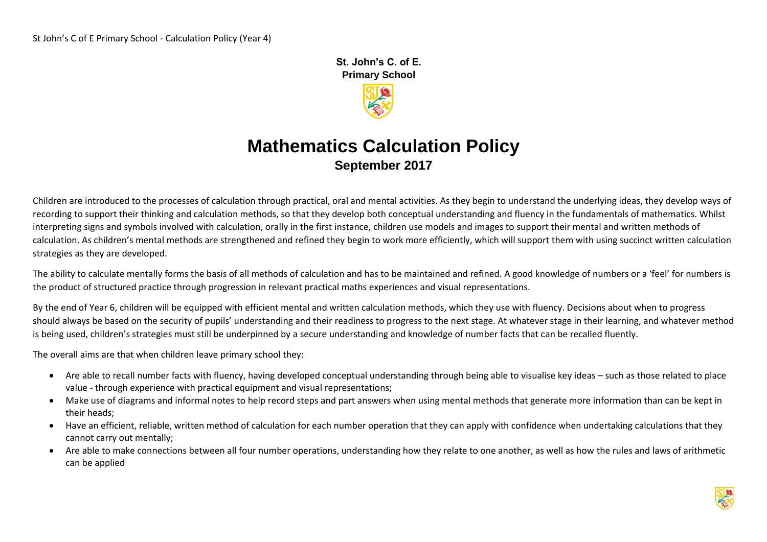St. John's C. of E.
Primary School

# Mathematics Calculation Policy

## September 2017

Children are introduced to the processes of calculation through practical, oral and mental activities. As they begin to understand the underlying ideas, they develop ways of recording to support their thinking and calculation methods, so that they develop both conceptual understanding and fluency in the fundamentals of mathematics. Whilst interpreting signs and symbols involved with calculation, orally in the first instance, children use models and images to support their mental and written methods of calculation. As children's mental methods are strengthened and refined they begin to work more efficiently, which will support them with using succinct written calculation strategies as they are developed.

The ability to calculate mentally forms the basis of all methods of calculation and has to be maintained and refined. A good knowledge of numbers or a 'feel' for numbers is the product of structured practice through progression in relevant practical maths experiences and visual representations.

By the end of Year 6, children will be equipped with efficient mental and written calculation methods, which they use with fluency. Decisions about when to progress should always be based on the security of pupils' understanding and their readiness to progress to the next stage. At whatever stage in their learning, and whatever method is being used, children's strategies must still be underpinned by a secure understanding and knowledge of number facts that can be recalled fluently.

The overall aims are that when children leave primary school they:

- Are able to recall number facts with fluency, having developed conceptual understanding through being able to visualise key ideas – such as those related to place value - through experience with practical equipment and visual representations;
- Make use of diagrams and informal notes to help record steps and part answers when using mental methods that generate more information than can be kept in their heads;
- Have an efficient, reliable, written method of calculation for each number operation that they can apply with confidence when undertaking calculations that they cannot carry out mentally;
- Are able to make connections between all four number operations, understanding how they relate to one another, as well as how the rules and laws of arithmetic can be applied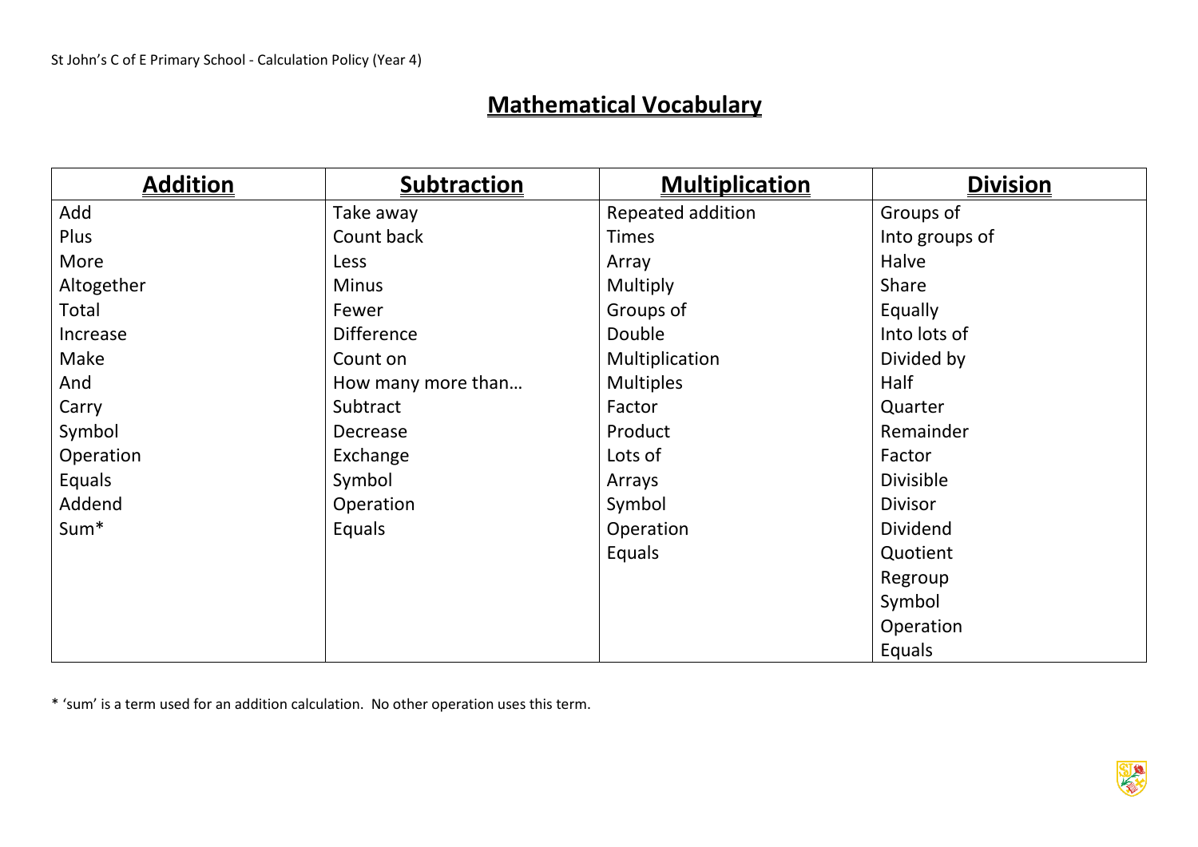# Mathematical Vocabulary

| Addition | Subtraction | Multiplication | Division |
|---|---|---|---|
| Add | Take away | Repeated addition | Groups of |
| Plus | Count back | Times | Into groups of |
| More | Less | Array | Halve |
| Altogether | Minus | Multiply | Share |
| Total | Fewer | Groups of | Equally |
| Increase | Difference | Double | Into lots of |
| Make | Count on | Multiplication | Divided by |
| And | How many more than… | Multiples | Half |
| Carry | Subtract | Factor | Quarter |
| Symbol | Decrease | Product | Remainder |
| Operation | Exchange | Lots of | Factor |
| Equals | Symbol | Arrays | Divisible |
| Addend | Operation | Symbol | Divisor |
| Sum* | Equals | Operation | Dividend |
| | | Equals | Quotient |
| | | | Regroup |
| | | | Symbol |
| | | | Operation |
| | | | Equals |

* 'sum' is a term used for an addition calculation. No other operation uses this term.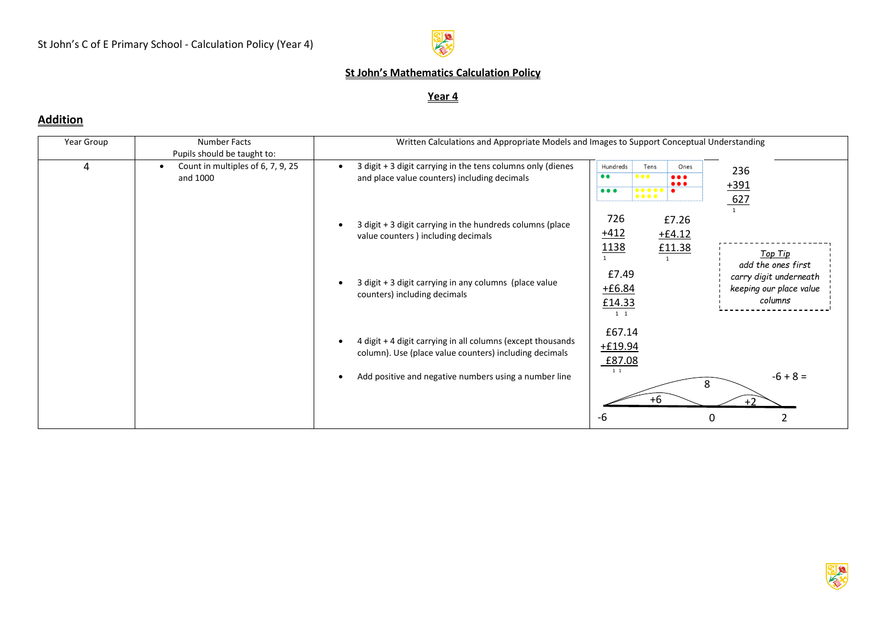St John's C of E Primary School - Calculation Policy (Year 4)

## St John's Mathematics Calculation Policy

### Year 4

### Addition

| Year Group | Number Facts<br>Pupils should be taught to: | Written Calculations and Appropriate Models and Images to Support Conceptual Understanding | |
|---|---|---|---|
| 4 | • Count in multiples of 6, 7, 9, 25 and 1000 | • 3 digit + 3 digit carrying in the tens columns only (dienes and place value counters) including decimals | Hundreds / Tens / Ones (place value counters)<br>236<br>+391<br>627<br>1 |
| | | • 3 digit + 3 digit carrying in the hundreds columns (place value counters ) including decimals | 726<br>+412<br>1138<br>1<br><br>£7.26<br>+£4.12<br>£11.38<br>1<br><br>*Top Tip*<br>*add the ones first*<br>*carry digit underneath*<br>*keeping our place value columns* |
| | | • 3 digit + 3 digit carrying in any columns (place value counters) including decimals | £7.49<br>+£6.84<br>£14.33<br>1 1 |
| | | • 4 digit + 4 digit carrying in all columns (except thousands column). Use (place value counters) including decimals | £67.14<br>+£19.94<br>£87.08<br>1 1 |
| | | • Add positive and negative numbers using a number line | -6 + 8 =<br>Number line: -6, 0, 2 (jumps +6, +2; total 8) |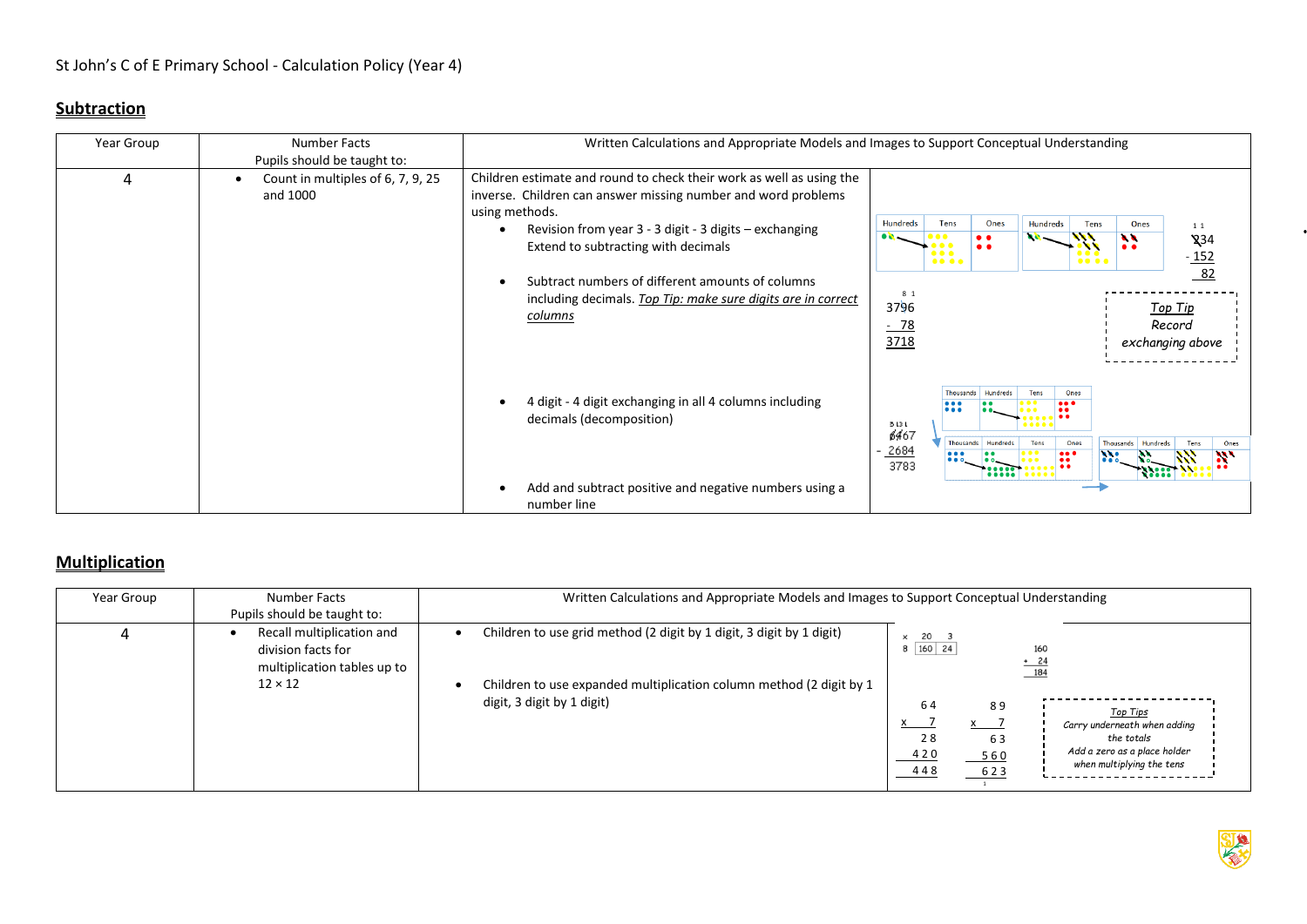St John's C of E Primary School - Calculation Policy (Year 4)

## Subtraction

| Year Group | Number Facts<br>Pupils should be taught to: | Written Calculations and Appropriate Models and Images to Support Conceptual Understanding | |
|---|---|---|---|
| 4 | • Count in multiples of 6, 7, 9, 25 and 1000 | Children estimate and round to check their work as well as using the inverse. Children can answer missing number and word problems using methods.<br>• Revision from year 3 - 3 digit - 3 digits – exchanging Extend to subtracting with decimals<br>• Subtract numbers of different amounts of columns including decimals. *Top Tip: make sure digits are in correct columns*<br>• 4 digit - 4 digit exchanging in all 4 columns including decimals (decomposition)<br>• Add and subtract positive and negative numbers using a number line | 234 − 152 = 82<br>3796 − 78 = 3718<br>*Top Tip Record exchanging above*<br>6467 − 2684 = 3783 |

## Multiplication

| Year Group | Number Facts<br>Pupils should be taught to: | Written Calculations and Appropriate Models and Images to Support Conceptual Understanding | |
|---|---|---|---|
| 4 | • Recall multiplication and division facts for multiplication tables up to 12 × 12 | • Children to use grid method (2 digit by 1 digit, 3 digit by 1 digit)<br>• Children to use expanded multiplication column method (2 digit by 1 digit, 3 digit by 1 digit) | × 20 3; 8: 160 24<br>160 + 24 = 184<br>64 × 7: 28, 420, 448<br>89 × 7: 63, 560, 623<br>*Top Tips*<br>*Carry underneath when adding the totals*<br>*Add a zero as a place holder when multiplying the tens* |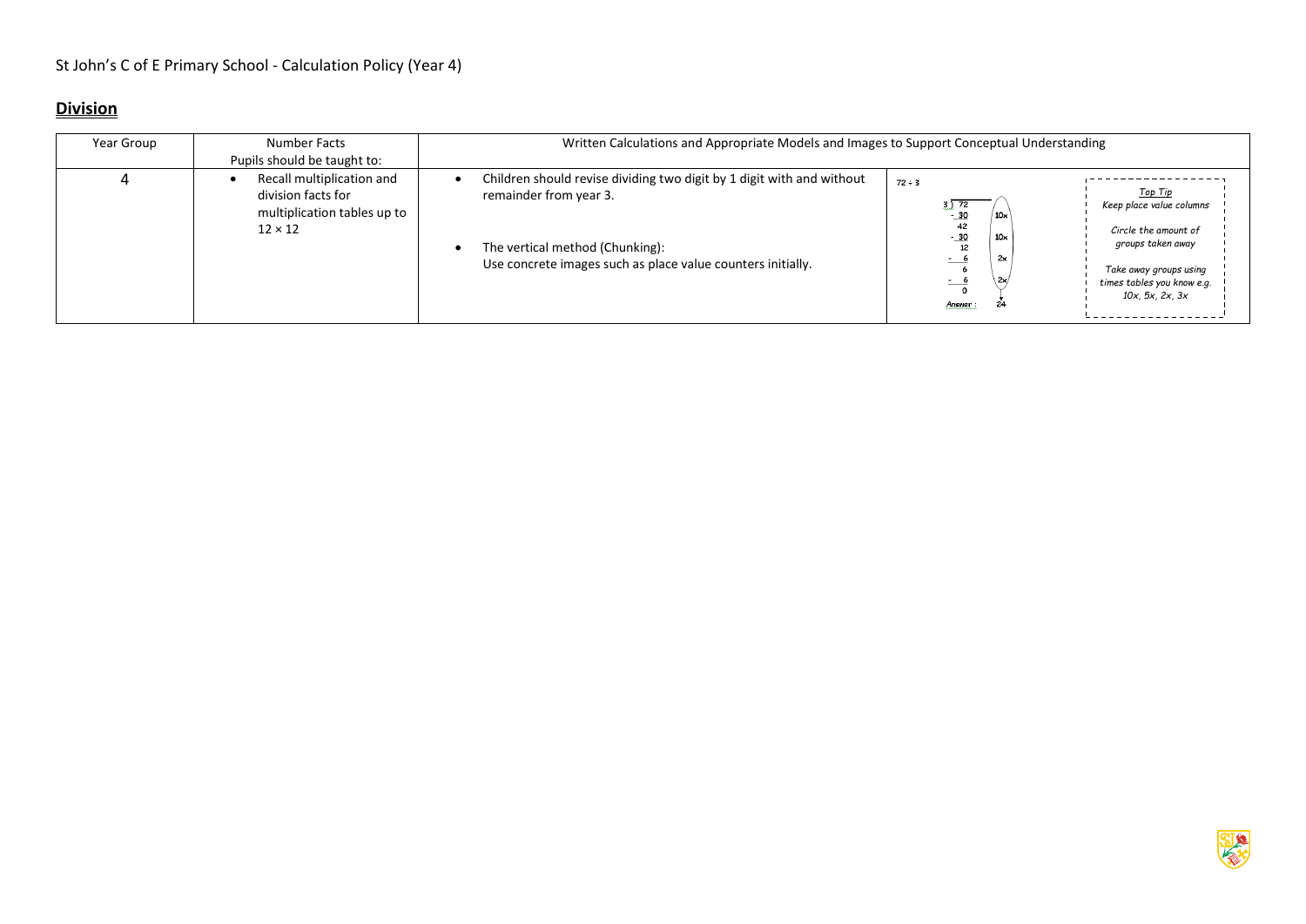St John's C of E Primary School - Calculation Policy (Year 4)

## **Division**

| Year Group | Number Facts<br>Pupils should be taught to: | Written Calculations and Appropriate Models and Images to Support Conceptual Understanding | | |
|---|---|---|---|---|
| 4 | • Recall multiplication and division facts for multiplication tables up to 12 × 12 | • Children should revise dividing two digit by 1 digit with and without remainder from year 3.<br><br>• The vertical method (Chunking):<br>Use concrete images such as place value counters initially. | 72 ÷ 3<br><br>3 ) 72<br>- 30 (10x)<br>42<br>- 30 (10x)<br>12<br>- 6 (2x)<br>6<br>- 6 (2x)<br>0<br>Answer : 24 | *Top Tip*<br>*Keep place value columns*<br><br>*Circle the amount of groups taken away*<br><br>*Take away groups using times tables you know e.g. 10x, 5x, 2x, 3x* |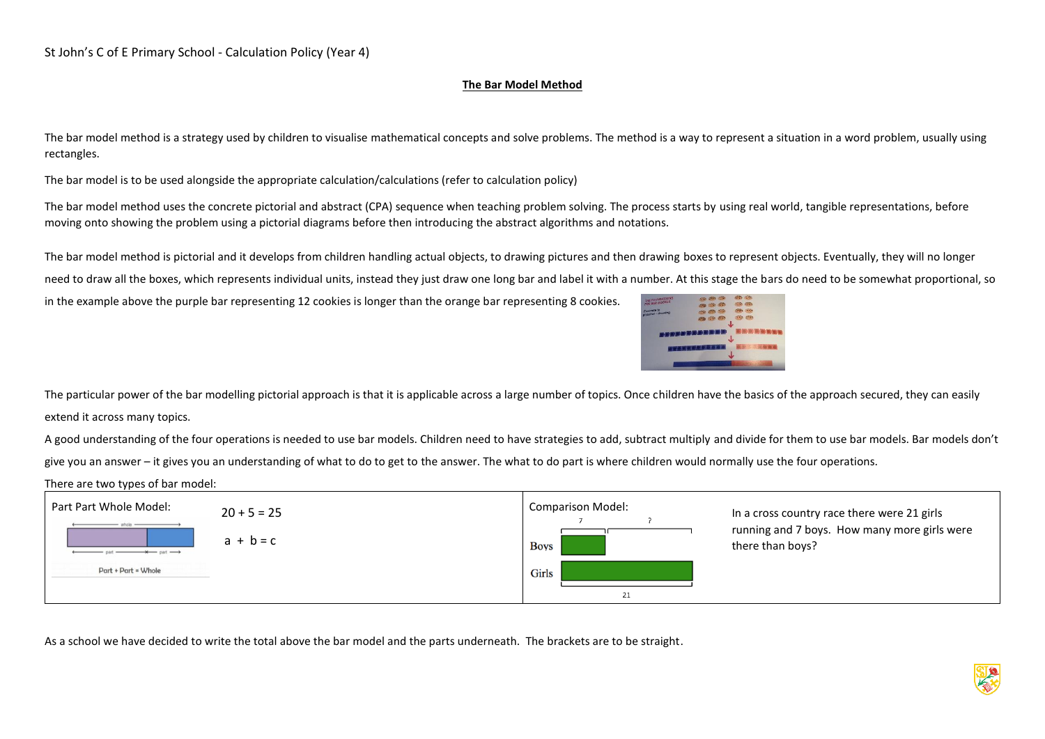St John's C of E Primary School - Calculation Policy (Year 4)

## The Bar Model Method

The bar model method is a strategy used by children to visualise mathematical concepts and solve problems. The method is a way to represent a situation in a word problem, usually using rectangles.

The bar model is to be used alongside the appropriate calculation/calculations (refer to calculation policy)

The bar model method uses the concrete pictorial and abstract (CPA) sequence when teaching problem solving. The process starts by using real world, tangible representations, before moving onto showing the problem using a pictorial diagrams before then introducing the abstract algorithms and notations.

The bar model method is pictorial and it develops from children handling actual objects, to drawing pictures and then drawing boxes to represent objects. Eventually, they will no longer need to draw all the boxes, which represents individual units, instead they just draw one long bar and label it with a number. At this stage the bars do need to be somewhat proportional, so in the example above the purple bar representing 12 cookies is longer than the orange bar representing 8 cookies.

The particular power of the bar modelling pictorial approach is that it is applicable across a large number of topics. Once children have the basics of the approach secured, they can easily extend it across many topics.

A good understanding of the four operations is needed to use bar models. Children need to have strategies to add, subtract multiply and divide for them to use bar models. Bar models don't give you an answer – it gives you an understanding of what to do to get to the answer. The what to do part is where children would normally use the four operations.

There are two types of bar model:

| | |
|---|---|
| Part Part Whole Model: <br> whole <br> part part <br> Part + Part = Whole <br> $20 + 5 = 25$ <br> $a + b = c$ | Comparison Model: <br> 7 ? <br> Boys <br> Girls <br> 21 <br> In a cross country race there were 21 girls running and 7 boys. How many more girls were there than boys? |

As a school we have decided to write the total above the bar model and the parts underneath. The brackets are to be straight.